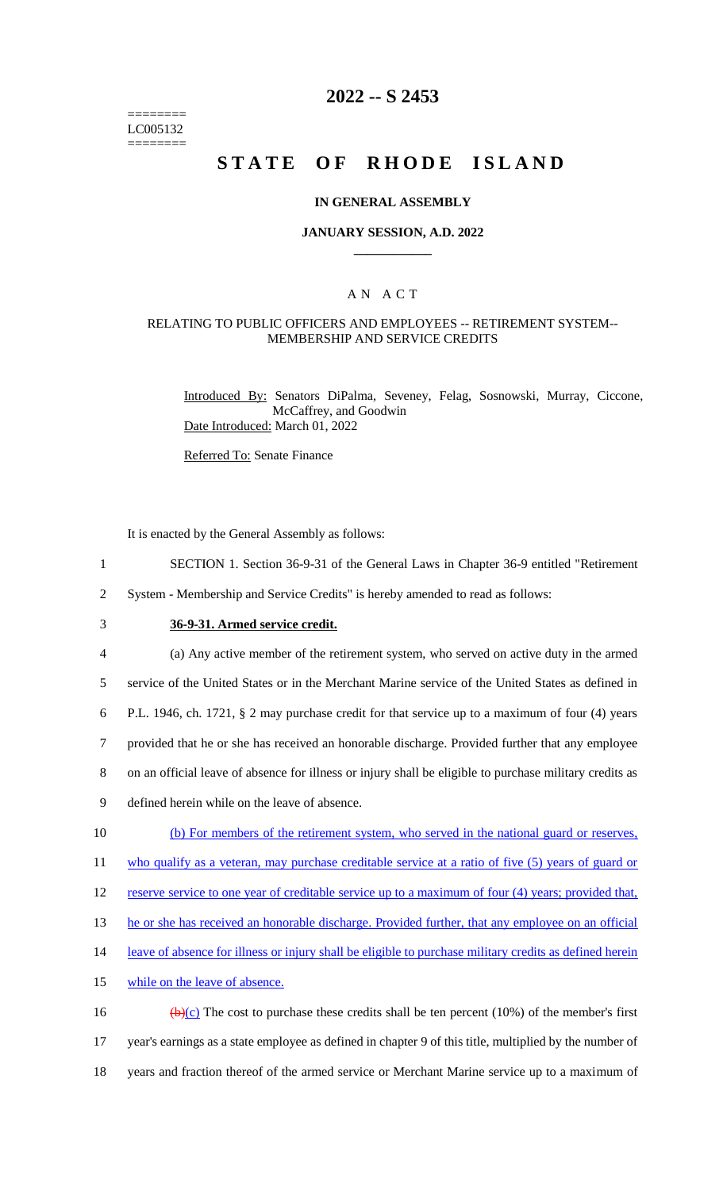========
LC005132
========

# 2022 -- S 2453

# STATE OF RHODE ISLAND

## IN GENERAL ASSEMBLY

### JANUARY SESSION, A.D. 2022

### A N A C T

RELATING TO PUBLIC OFFICERS AND EMPLOYEES -- RETIREMENT SYSTEM-- MEMBERSHIP AND SERVICE CREDITS

Introduced By: Senators DiPalma, Seveney, Felag, Sosnowski, Murray, Ciccone, McCaffrey, and Goodwin

Date Introduced: March 01, 2022

Referred To: Senate Finance

It is enacted by the General Assembly as follows:

1 SECTION 1. Section 36-9-31 of the General Laws in Chapter 36-9 entitled "Retirement
2 System - Membership and Service Credits" is hereby amended to read as follows:

3 **36-9-31. Armed service credit.**

4 (a) Any active member of the retirement system, who served on active duty in the armed
5 service of the United States or in the Merchant Marine service of the United States as defined in
6 P.L. 1946, ch. 1721, § 2 may purchase credit for that service up to a maximum of four (4) years
7 provided that he or she has received an honorable discharge. Provided further that any employee
8 on an official leave of absence for illness or injury shall be eligible to purchase military credits as
9 defined herein while on the leave of absence.

10 (b) For members of the retirement system, who served in the national guard or reserves,
11 who qualify as a veteran, may purchase creditable service at a ratio of five (5) years of guard or
12 reserve service to one year of creditable service up to a maximum of four (4) years; provided that,
13 he or she has received an honorable discharge. Provided further, that any employee on an official
14 leave of absence for illness or injury shall be eligible to purchase military credits as defined herein
15 while on the leave of absence.

16 ~~(b)~~(c) The cost to purchase these credits shall be ten percent (10%) of the member's first
17 year's earnings as a state employee as defined in chapter 9 of this title, multiplied by the number of
18 years and fraction thereof of the armed service or Merchant Marine service up to a maximum of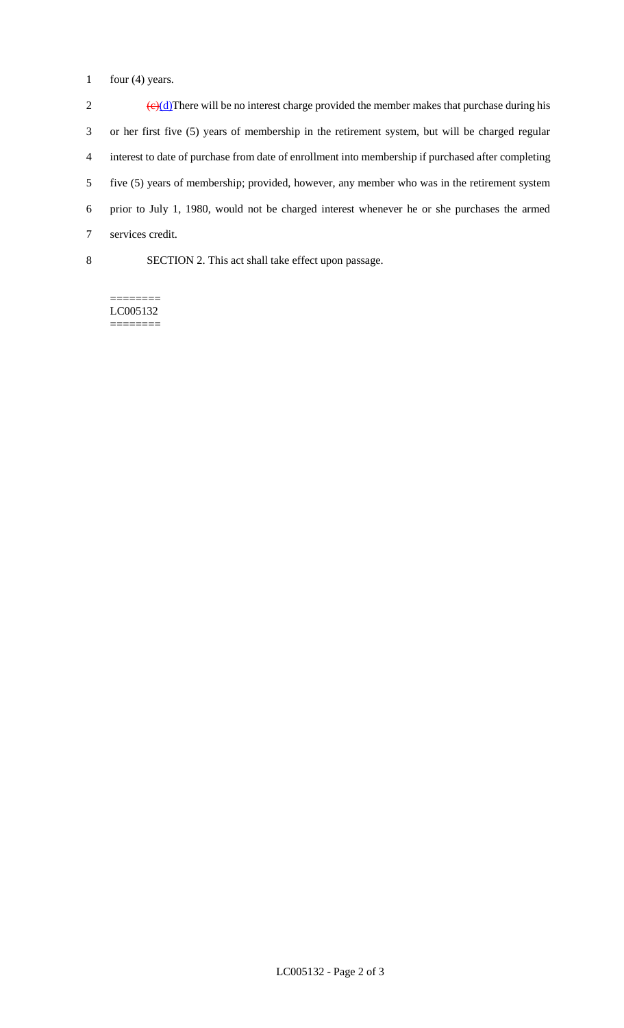four (4) years.

~~(c)~~(d)There will be no interest charge provided the member makes that purchase during his or her first five (5) years of membership in the retirement system, but will be charged regular interest to date of purchase from date of enrollment into membership if purchased after completing five (5) years of membership; provided, however, any member who was in the retirement system prior to July 1, 1980, would not be charged interest whenever he or she purchases the armed services credit.

SECTION 2. This act shall take effect upon passage.

========
LC005132
========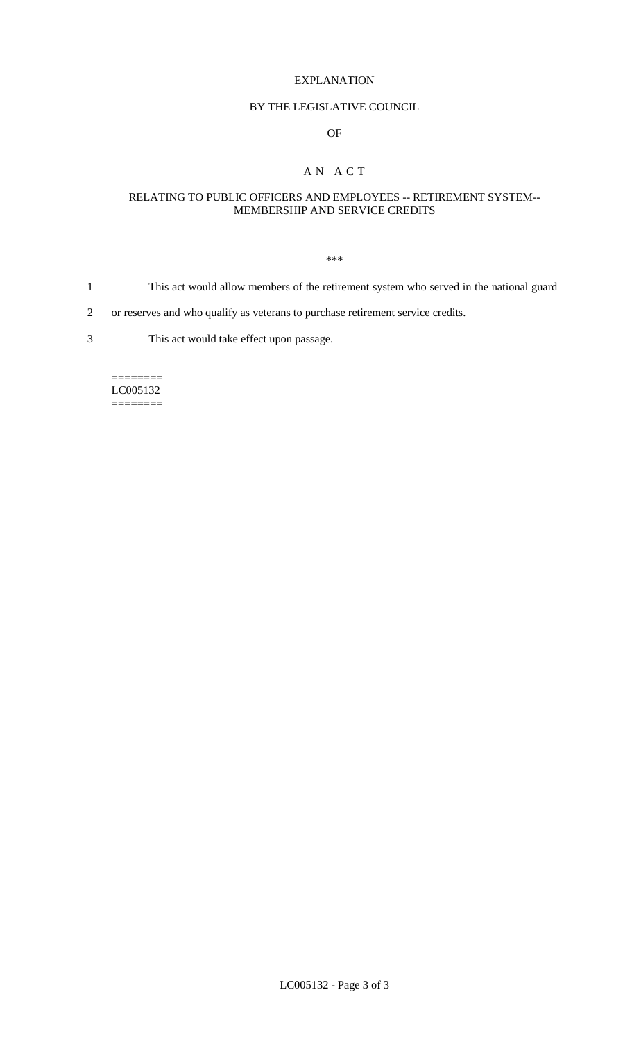EXPLANATION

BY THE LEGISLATIVE COUNCIL

OF

A N A C T

RELATING TO PUBLIC OFFICERS AND EMPLOYEES -- RETIREMENT SYSTEM-- MEMBERSHIP AND SERVICE CREDITS

\*\*\*

1 This act would allow members of the retirement system who served in the national guard

2 or reserves and who qualify as veterans to purchase retirement service credits.

3 This act would take effect upon passage.

========
LC005132
========